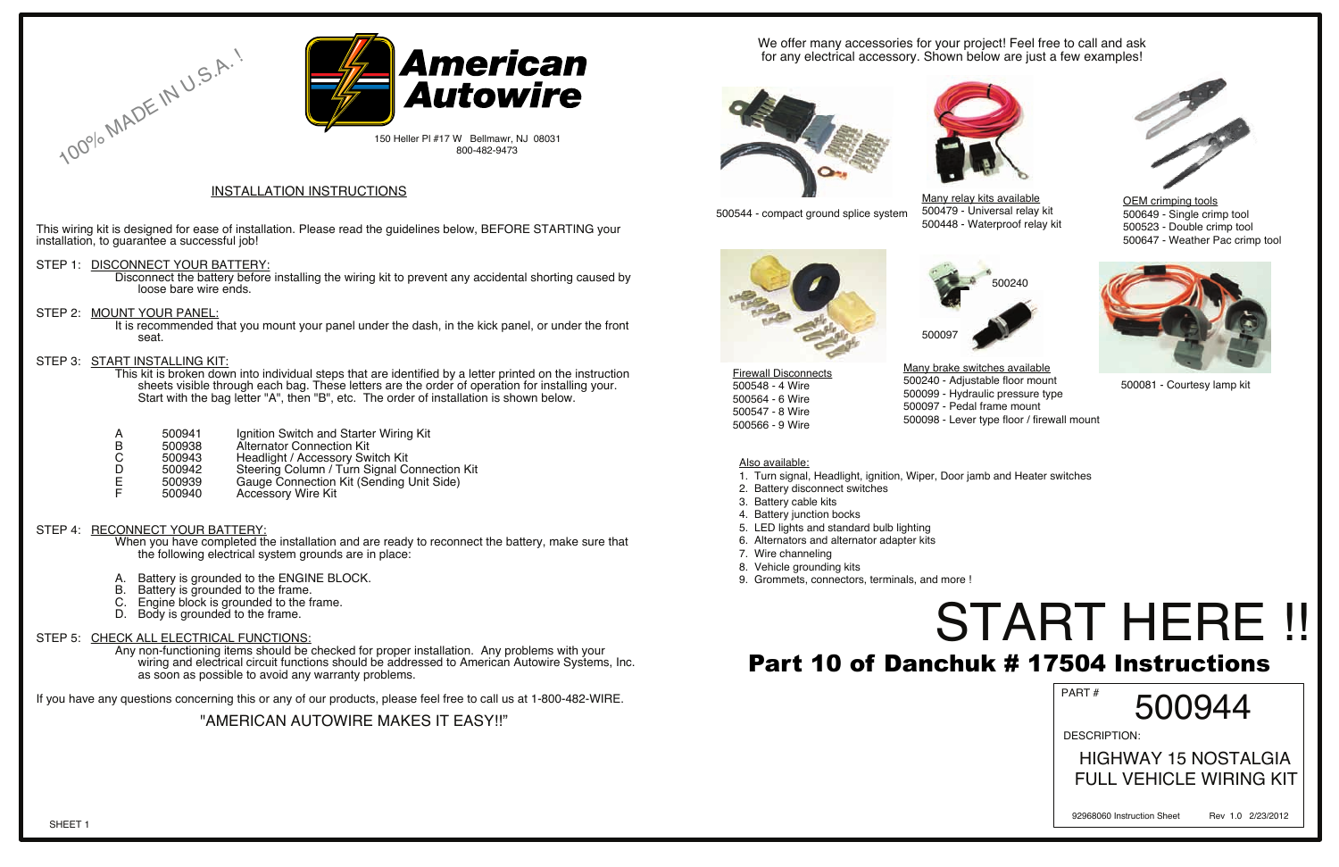100% MADE IN U.S.A. !

# American Autowire

150 Heller Pl #17 W Bellmawr, NJ 08031
800-482-9473

## INSTALLATION INSTRUCTIONS

This wiring kit is designed for ease of installation. Please read the guidelines below, BEFORE STARTING your installation, to guarantee a successful job!

STEP 1: DISCONNECT YOUR BATTERY:
Disconnect the battery before installing the wiring kit to prevent any accidental shorting caused by loose bare wire ends.

STEP 2: MOUNT YOUR PANEL:
It is recommended that you mount your panel under the dash, in the kick panel, or under the front seat.

STEP 3: START INSTALLING KIT:
This kit is broken down into individual steps that are identified by a letter printed on the instruction sheets visible through each bag. These letters are the order of operation for installing your. Start with the bag letter "A", then "B", etc. The order of installation is shown below.

| | | |
|---|---|---|
| A | 500941 | Ignition Switch and Starter Wiring Kit |
| B | 500938 | Alternator Connection Kit |
| C | 500943 | Headlight / Accessory Switch Kit |
| D | 500942 | Steering Column / Turn Signal Connection Kit |
| E | 500939 | Gauge Connection Kit (Sending Unit Side) |
| F | 500940 | Accessory Wire Kit |

STEP 4: RECONNECT YOUR BATTERY:
When you have completed the installation and are ready to reconnect the battery, make sure that the following electrical system grounds are in place:

A. Battery is grounded to the ENGINE BLOCK.
B. Battery is grounded to the frame.
C. Engine block is grounded to the frame.
D. Body is grounded to the frame.

STEP 5: CHECK ALL ELECTRICAL FUNCTIONS:
Any non-functioning items should be checked for proper installation. Any problems with your wiring and electrical circuit functions should be addressed to American Autowire Systems, Inc. as soon as possible to avoid any warranty problems.

If you have any questions concerning this or any of our products, please feel free to call us at 1-800-482-WIRE.

"AMERICAN AUTOWIRE MAKES IT EASY!!"

SHEET 1

We offer many accessories for your project! Feel free to call and ask for any electrical accessory. Shown below are just a few examples!

500544 - compact ground splice system

Many relay kits available
500479 - Universal relay kit
500448 - Waterproof relay kit

OEM crimping tools
500649 - Single crimp tool
500523 - Double crimp tool
500647 - Weather Pac crimp tool

Firewall Disconnects
500548 - 4 Wire
500564 - 6 Wire
500547 - 8 Wire
500566 - 9 Wire

500240
500097

Many brake switches available
500240 - Adjustable floor mount
500099 - Hydraulic pressure type
500097 - Pedal frame mount
500098 - Lever type floor / firewall mount

500081 - Courtesy lamp kit

Also available:
1. Turn signal, Headlight, ignition, Wiper, Door jamb and Heater switches
2. Battery disconnect switches
3. Battery cable kits
4. Battery junction bocks
5. LED lights and standard bulb lighting
6. Alternators and alternator adapter kits
7. Wire channeling
8. Vehicle grounding kits
9. Grommets, connectors, terminals, and more !

# START HERE !!

## Part 10 of Danchuk # 17504 Instructions

PART # 500944

DESCRIPTION:
HIGHWAY 15 NOSTALGIA FULL VEHICLE WIRING KIT

92968060 Instruction Sheet Rev 1.0 2/23/2012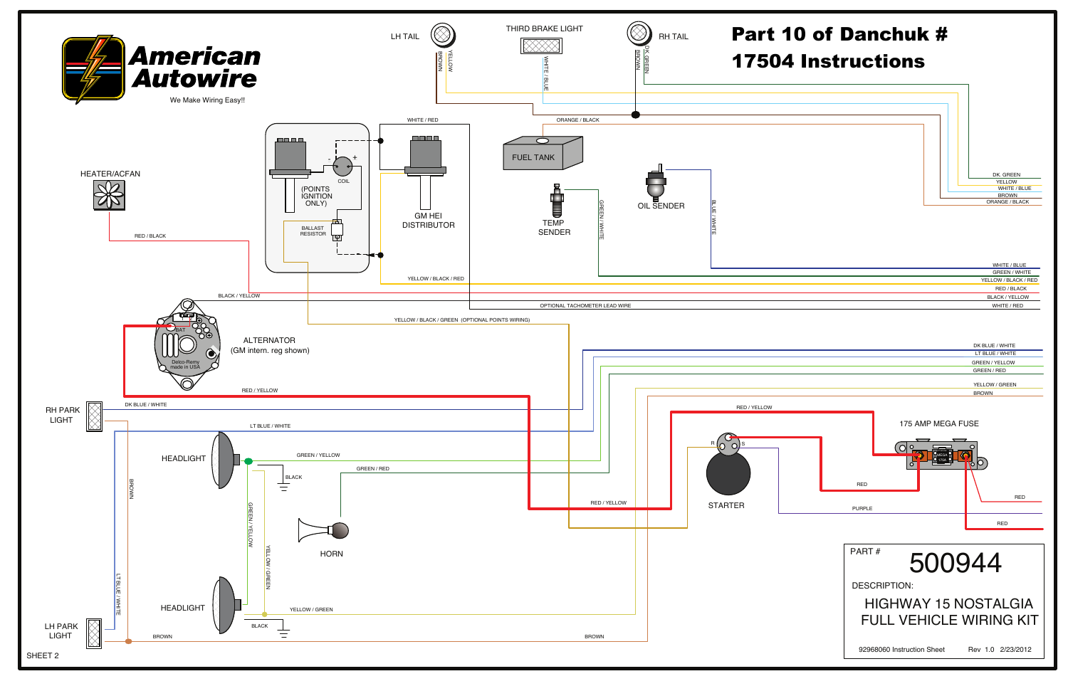# Part 10 of Danchuk # 17504 Instructions

American Autowire

We Make Wiring Easy!!

LH TAIL

THIRD BRAKE LIGHT

RH TAIL

BROWN

YELLOW

WHITE / BLUE

DK GREEN

BROWN

ORANGE / BLACK

WHITE / RED

FUEL TANK

HEATER/ACFAN

COIL

(POINTS IGNITION ONLY)

BALLAST RESISTOR

GM HEI DISTRIBUTOR

TEMP SENDER

OIL SENDER

GREEN / WHITE

BLUE / WHITE

DK. GREEN

YELLOW

WHITE / BLUE

BROWN

ORANGE / BLACK

RED / BLACK

WHITE / BLUE

GREEN / WHITE

YELLOW / BLACK / RED

YELLOW / BLACK / RED

RED / BLACK

BLACK / YELLOW

BLACK / YELLOW

OPTIONAL TACHOMETER LEAD WIRE

WHITE / RED

YELLOW / BLACK / GREEN (OPTIONAL POINTS WIRING)

BAT

Delco-Remy made in USA

ALTERNATOR (GM intern. reg shown)

DK BLUE / WHITE

LT BLUE / WHITE

GREEN / YELLOW

GREEN / RED

RED / YELLOW

YELLOW / GREEN

BROWN

RH PARK LIGHT

DK BLUE / WHITE

LT BLUE / WHITE

RED / YELLOW

175 AMP MEGA FUSE

HEADLIGHT

GREEN / YELLOW

BLACK

GREEN / RED

R S

STARTER

RED

RED

RED / YELLOW

PURPLE

RED

BROWN

GREEN / YELLOW

YELLOW / GREEN

HORN

LT BLUE / WHITE

HEADLIGHT

YELLOW / GREEN

BLACK

LH PARK LIGHT

BROWN

BROWN

SHEET 2

PART # 500944

DESCRIPTION:

HIGHWAY 15 NOSTALGIA FULL VEHICLE WIRING KIT

92968060 Instruction Sheet Rev 1.0 2/23/2012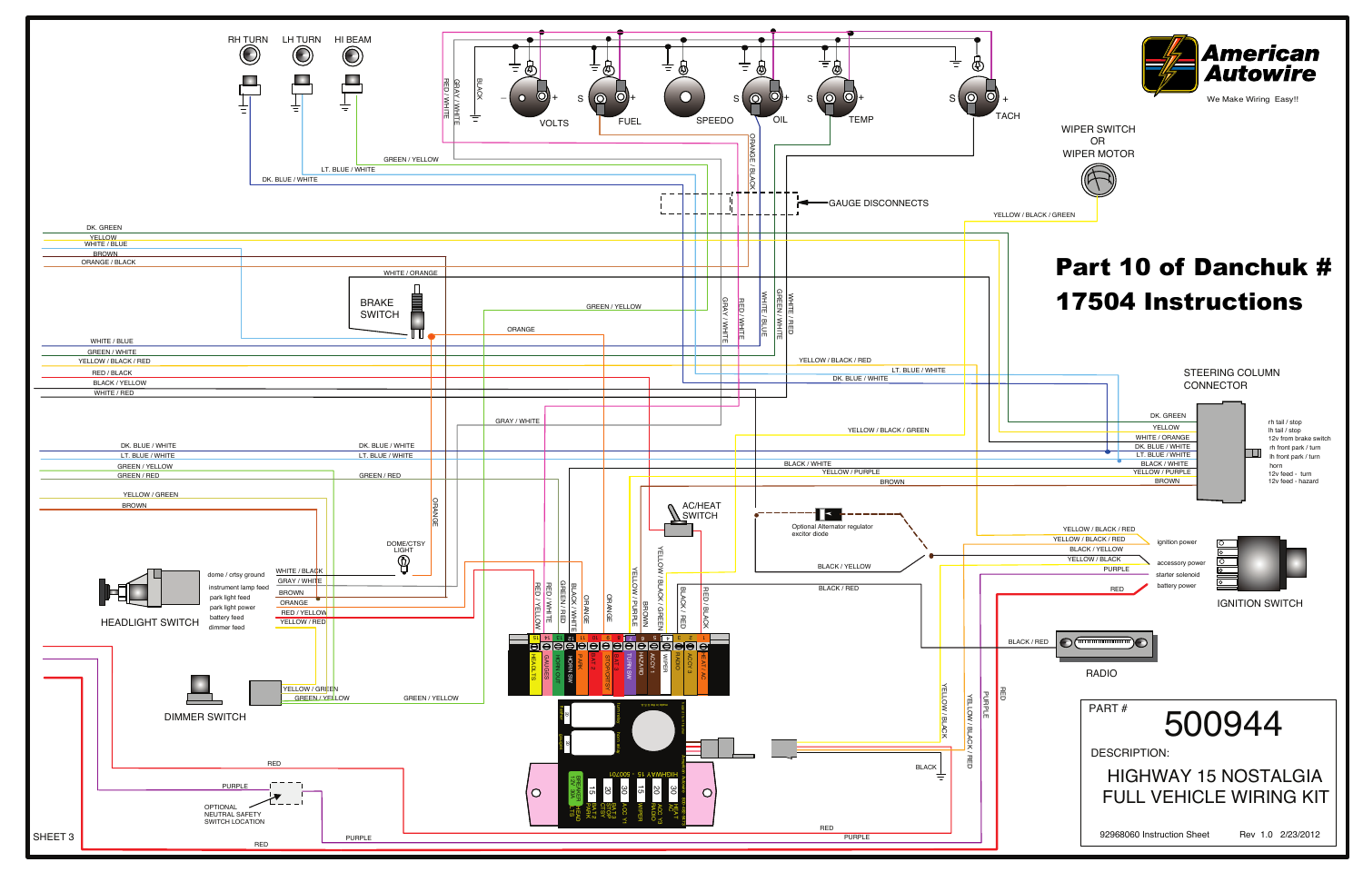# Part 10 of Danchuk # 17504 Instructions

**American Autowire**

We Make Wiring Easy!!

RH TURN, LH TURN, HI BEAM

VOLTS, FUEL, SPEEDO, OIL, TEMP, TACH

GAUGE DISCONNECTS

WIPER SWITCH OR WIPER MOTOR

BRAKE SWITCH

STEERING COLUMN CONNECTOR

- DK. GREEN — rh tail / stop
- YELLOW — lh tail / stop
- WHITE / ORANGE — 12v from brake switch
- DK. BLUE / WHITE — rh front park / turn
- LT. BLUE / WHITE — lh front park / turn
- BLACK / WHITE — horn
- YELLOW / PURPLE — 12v feed - turn
- BROWN — 12v feed - hazard

AC/HEAT SWITCH

Optional Alternator regulator excitor diode

DOME/CTSY LIGHT

HEADLIGHT SWITCH

- dome / crtsy ground — WHITE / BLACK
- instrument lamp feed — GRAY / WHITE
- park light feed — BROWN
- park light power — ORANGE
- battery feed — RED / YELLOW
- dimmer feed — YELLOW / RED

IGNITION SWITCH

- YELLOW / BLACK / RED — ignition power
- YELLOW / BLACK / RED
- BLACK / YELLOW — accessory power
- YELLOW / BLACK — starter solenoid
- PURPLE
- RED — battery power

RADIO

DIMMER SWITCH

OPTIONAL NEUTRAL SAFETY SWITCH LOCATION

SHEET 3

| PART # | 500944 |
|---|---|
| DESCRIPTION: | HIGHWAY 15 NOSTALGIA FULL VEHICLE WIRING KIT |
| 92968060 Instruction Sheet | Rev 1.0 2/23/2012 |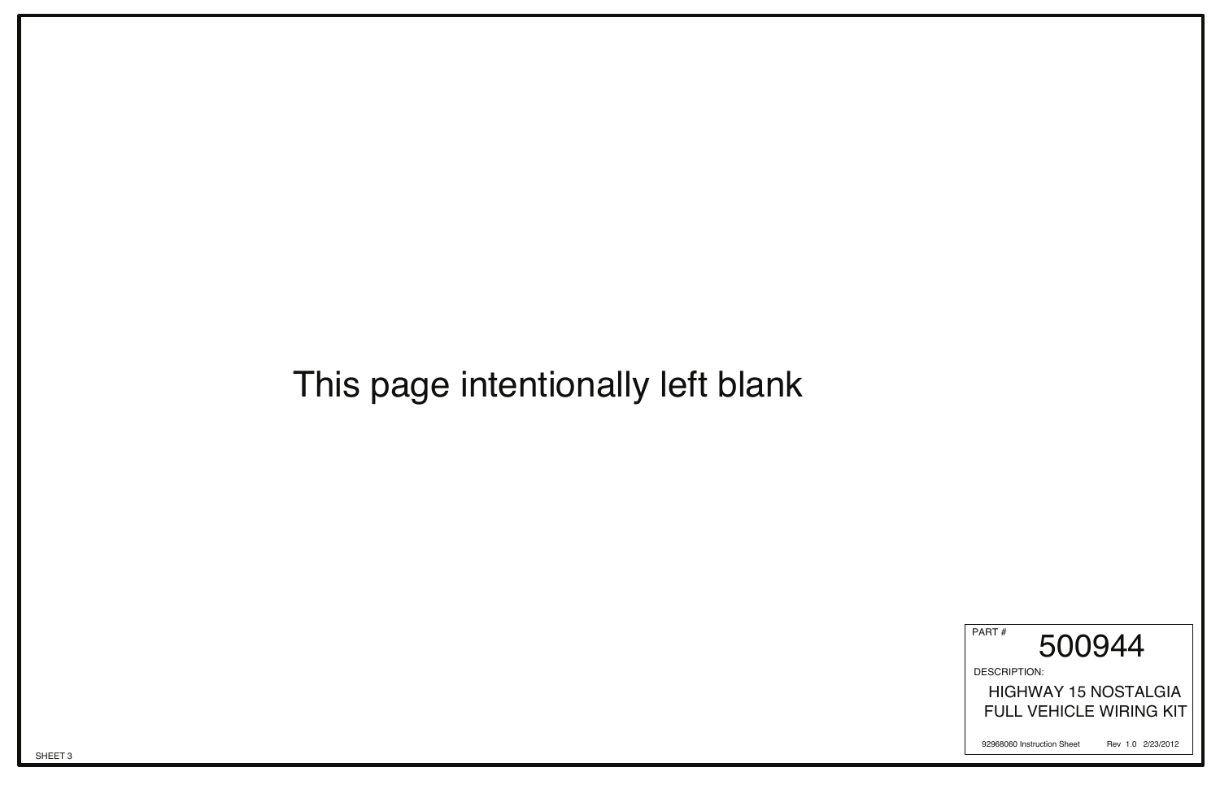This page intentionally left blank

PART # 500944

DESCRIPTION:

HIGHWAY 15 NOSTALGIA FULL VEHICLE WIRING KIT

92968060 Instruction Sheet Rev 1.0 2/23/2012

SHEET 3